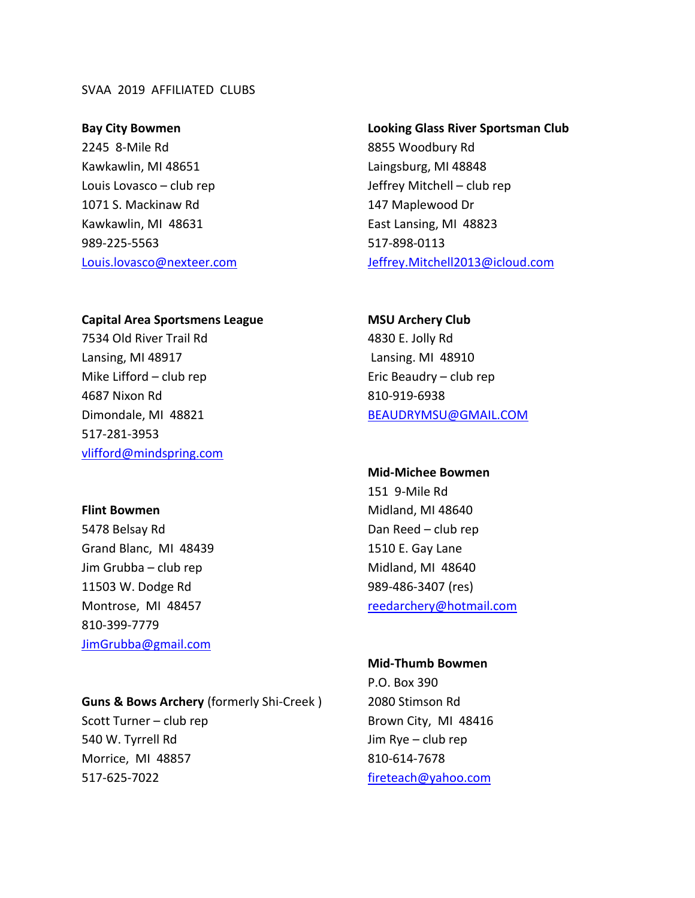SVAA 2019 AFFILIATED CLUBS

**Bay City Bowmen**
2245 8-Mile Rd
Kawkawlin, MI 48651
Louis Lovasco – club rep
1071 S. Mackinaw Rd
Kawkawlin, MI 48631
989-225-5563
Louis.lovasco@nexteer.com

**Capital Area Sportsmens League**
7534 Old River Trail Rd
Lansing, MI 48917
Mike Lifford – club rep
4687 Nixon Rd
Dimondale, MI 48821
517-281-3953
vlifford@mindspring.com

**Flint Bowmen**
5478 Belsay Rd
Grand Blanc, MI 48439
Jim Grubba – club rep
11503 W. Dodge Rd
Montrose, MI 48457
810-399-7779
JimGrubba@gmail.com

**Guns & Bows Archery** (formerly Shi-Creek )
Scott Turner – club rep
540 W. Tyrrell Rd
Morrice, MI 48857
517-625-7022

**Looking Glass River Sportsman Club**
8855 Woodbury Rd
Laingsburg, MI 48848
Jeffrey Mitchell – club rep
147 Maplewood Dr
East Lansing, MI 48823
517-898-0113
Jeffrey.Mitchell2013@icloud.com

**MSU Archery Club**
4830 E. Jolly Rd
Lansing. MI 48910
Eric Beaudry – club rep
810-919-6938
BEAUDRYMSU@GMAIL.COM

**Mid-Michee Bowmen**
151 9-Mile Rd
Midland, MI 48640
Dan Reed – club rep
1510 E. Gay Lane
Midland, MI 48640
989-486-3407 (res)
reedarchery@hotmail.com

**Mid-Thumb Bowmen**
P.O. Box 390
2080 Stimson Rd
Brown City, MI 48416
Jim Rye – club rep
810-614-7678
fireteach@yahoo.com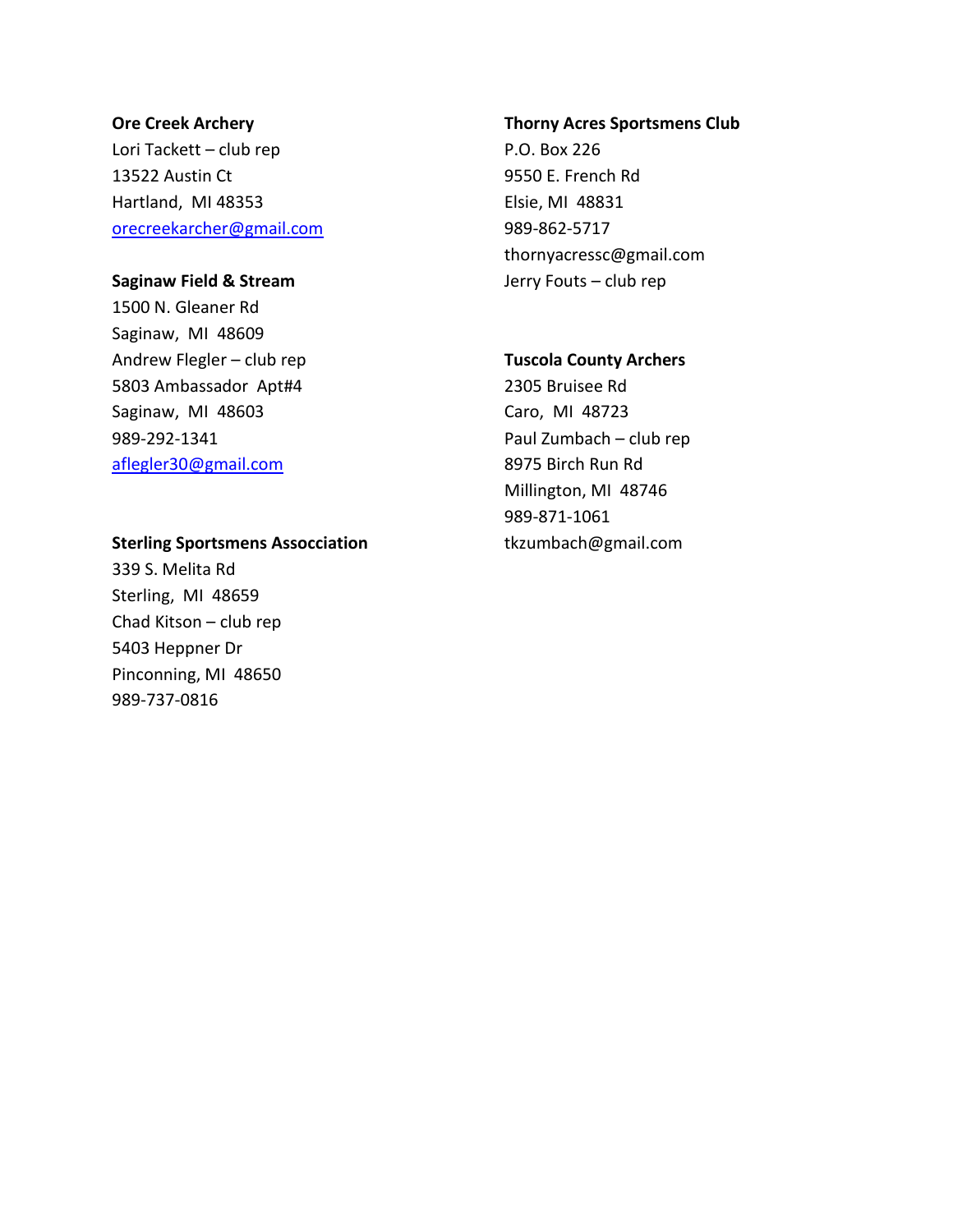**Ore Creek Archery**
Lori Tackett – club rep
13522 Austin Ct
Hartland, MI 48353
orecreekarcher@gmail.com

**Saginaw Field & Stream**
1500 N. Gleaner Rd
Saginaw, MI 48609
Andrew Flegler – club rep
5803 Ambassador Apt#4
Saginaw, MI 48603
989-292-1341
aflegler30@gmail.com

**Sterling Sportsmens Assocciation**
339 S. Melita Rd
Sterling, MI 48659
Chad Kitson – club rep
5403 Heppner Dr
Pinconning, MI 48650
989-737-0816

**Thorny Acres Sportsmens Club**
P.O. Box 226
9550 E. French Rd
Elsie, MI 48831
989-862-5717
thornyacressc@gmail.com
Jerry Fouts – club rep

**Tuscola County Archers**
2305 Bruisee Rd
Caro, MI 48723
Paul Zumbach – club rep
8975 Birch Run Rd
Millington, MI 48746
989-871-1061
tkzumbach@gmail.com